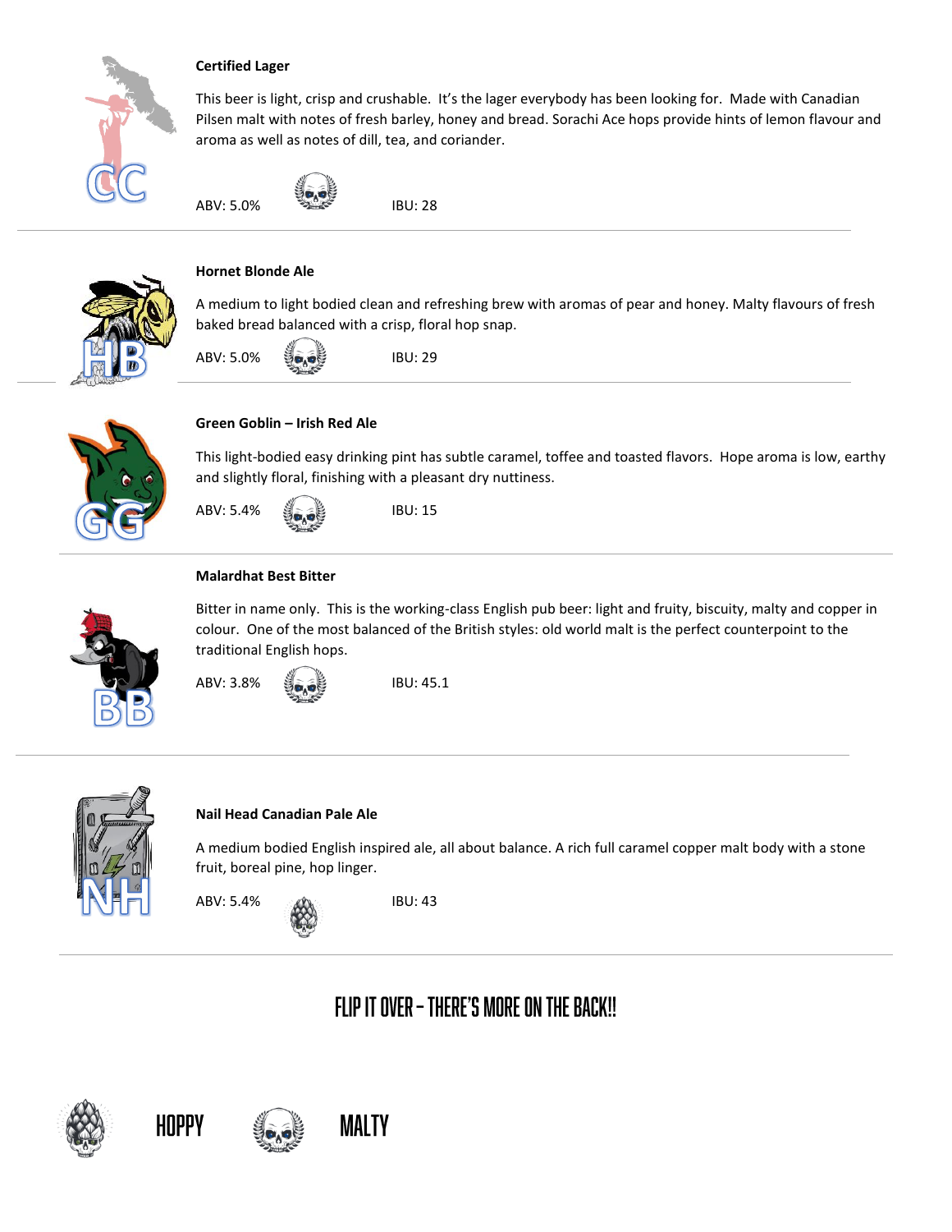### Certified Lager

This beer is light, crisp and crushable. It's the lager everybody has been looking for. Made with Canadian Pilsen malt with notes of fresh barley, honey and bread. Sorachi Ace hops provide hints of lemon flavour and aroma as well as notes of dill, tea, and coriander.

ABV: 5.0% IBU: 28

---

### Hornet Blonde Ale

A medium to light bodied clean and refreshing brew with aromas of pear and honey. Malty flavours of fresh baked bread balanced with a crisp, floral hop snap.

ABV: 5.0% IBU: 29

---

### Green Goblin – Irish Red Ale

This light-bodied easy drinking pint has subtle caramel, toffee and toasted flavors. Hope aroma is low, earthy and slightly floral, finishing with a pleasant dry nuttiness.

ABV: 5.4% IBU: 15

---

### Malardhat Best Bitter

Bitter in name only. This is the working-class English pub beer: light and fruity, biscuity, malty and copper in colour. One of the most balanced of the British styles: old world malt is the perfect counterpoint to the traditional English hops.

ABV: 3.8% IBU: 45.1

---

### Nail Head Canadian Pale Ale

A medium bodied English inspired ale, all about balance. A rich full caramel copper malt body with a stone fruit, boreal pine, hop linger.

ABV: 5.4% IBU: 43

---

## FLIP IT OVER – THERE'S MORE ON THE BACK!!

HOPPY MALTY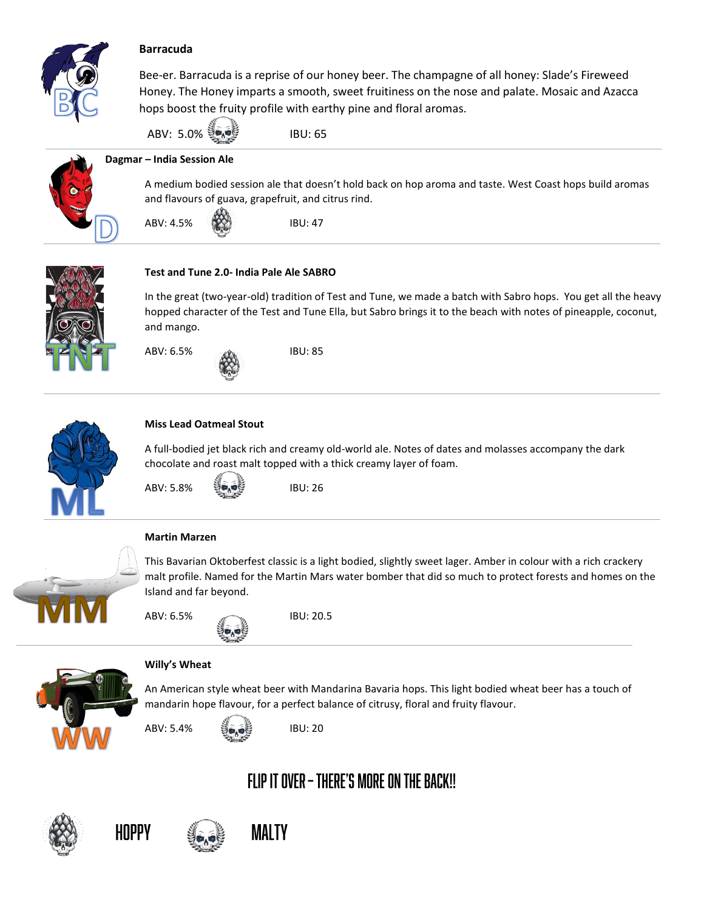**Barracuda**

Bee-er. Barracuda is a reprise of our honey beer. The champagne of all honey: Slade's Fireweed Honey. The Honey imparts a smooth, sweet fruitiness on the nose and palate. Mosaic and Azacca hops boost the fruity profile with earthy pine and floral aromas.

ABV: 5.0% IBU: 65

**Dagmar – India Session Ale**

A medium bodied session ale that doesn't hold back on hop aroma and taste. West Coast hops build aromas and flavours of guava, grapefruit, and citrus rind.

ABV: 4.5% IBU: 47

**Test and Tune 2.0- India Pale Ale SABRO**

In the great (two-year-old) tradition of Test and Tune, we made a batch with Sabro hops. You get all the heavy hopped character of the Test and Tune Ella, but Sabro brings it to the beach with notes of pineapple, coconut, and mango.

ABV: 6.5% IBU: 85

**Miss Lead Oatmeal Stout**

A full-bodied jet black rich and creamy old-world ale. Notes of dates and molasses accompany the dark chocolate and roast malt topped with a thick creamy layer of foam.

ABV: 5.8% IBU: 26

**Martin Marzen**

This Bavarian Oktoberfest classic is a light bodied, slightly sweet lager. Amber in colour with a rich crackery malt profile. Named for the Martin Mars water bomber that did so much to protect forests and homes on the Island and far beyond.

ABV: 6.5% IBU: 20.5

**Willy's Wheat**

An American style wheat beer with Mandarina Bavaria hops. This light bodied wheat beer has a touch of mandarin hope flavour, for a perfect balance of citrusy, floral and fruity flavour.

ABV: 5.4% IBU: 20

## FLIP IT OVER – THERE'S MORE ON THE BACK!!

HOPPY MALTY